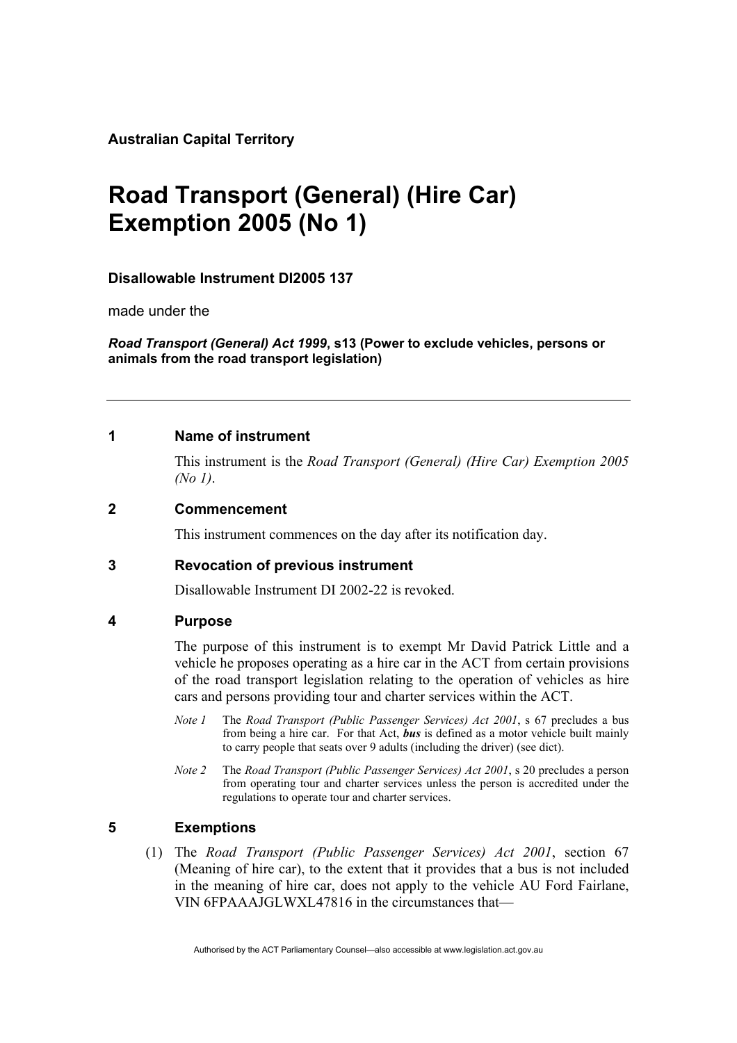**Australian Capital Territory**

# Road Transport (General) (Hire Car) Exemption 2005 (No 1)

**Disallowable Instrument DI2005 137**

made under the

***Road Transport (General) Act 1999*, s13 (Power to exclude vehicles, persons or animals from the road transport legislation)**

---

## 1 Name of instrument

This instrument is the *Road Transport (General) (Hire Car) Exemption 2005 (No 1)*.

## 2 Commencement

This instrument commences on the day after its notification day.

## 3 Revocation of previous instrument

Disallowable Instrument DI 2002-22 is revoked.

## 4 Purpose

The purpose of this instrument is to exempt Mr David Patrick Little and a vehicle he proposes operating as a hire car in the ACT from certain provisions of the road transport legislation relating to the operation of vehicles as hire cars and persons providing tour and charter services within the ACT.

*Note 1* The *Road Transport (Public Passenger Services) Act 2001*, s 67 precludes a bus from being a hire car. For that Act, ***bus*** is defined as a motor vehicle built mainly to carry people that seats over 9 adults (including the driver) (see dict).

*Note 2* The *Road Transport (Public Passenger Services) Act 2001*, s 20 precludes a person from operating tour and charter services unless the person is accredited under the regulations to operate tour and charter services.

## 5 Exemptions

(1) The *Road Transport (Public Passenger Services) Act 2001*, section 67 (Meaning of hire car), to the extent that it provides that a bus is not included in the meaning of hire car, does not apply to the vehicle AU Ford Fairlane, VIN 6FPAAAJGLWXL47816 in the circumstances that—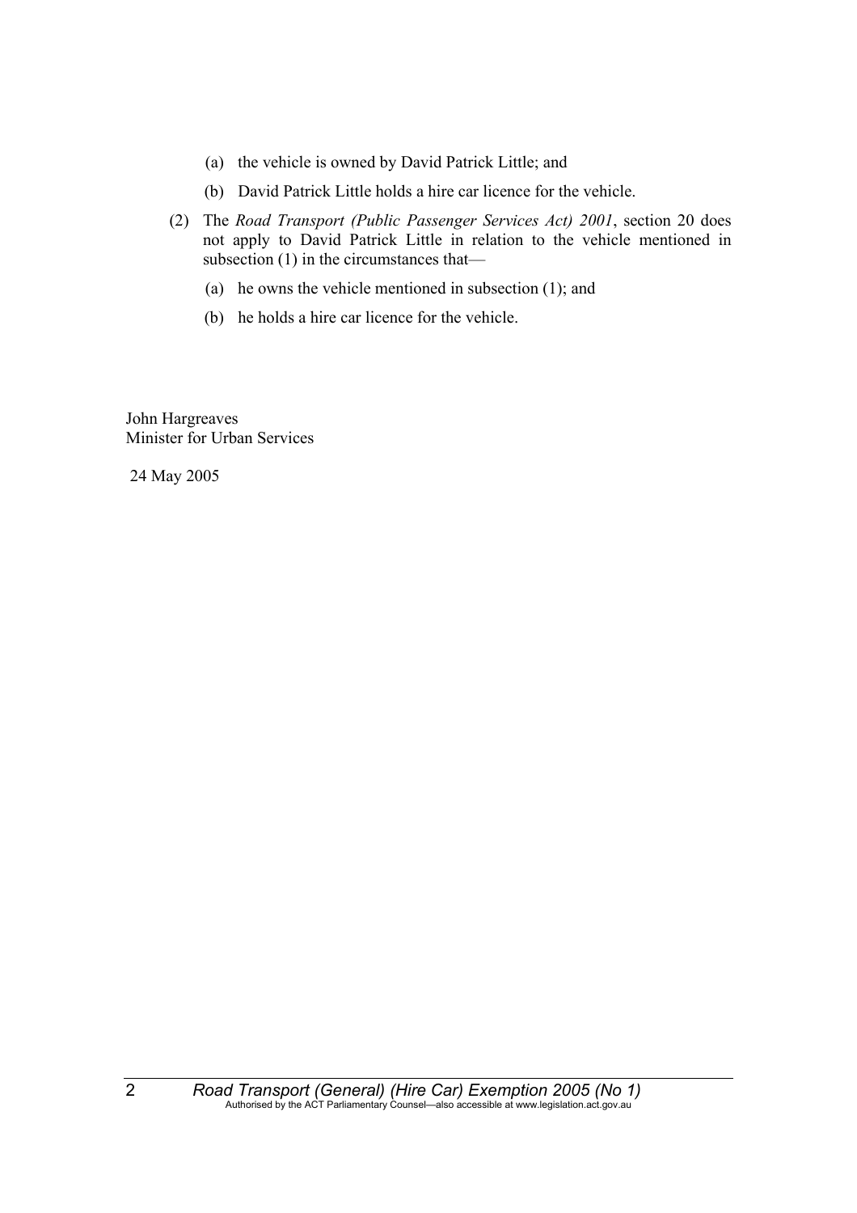(a) the vehicle is owned by David Patrick Little; and

(b) David Patrick Little holds a hire car licence for the vehicle.

(2) The *Road Transport (Public Passenger Services Act) 2001*, section 20 does not apply to David Patrick Little in relation to the vehicle mentioned in subsection (1) in the circumstances that—

(a) he owns the vehicle mentioned in subsection (1); and

(b) he holds a hire car licence for the vehicle.

John Hargreaves
Minister for Urban Services

24 May 2005